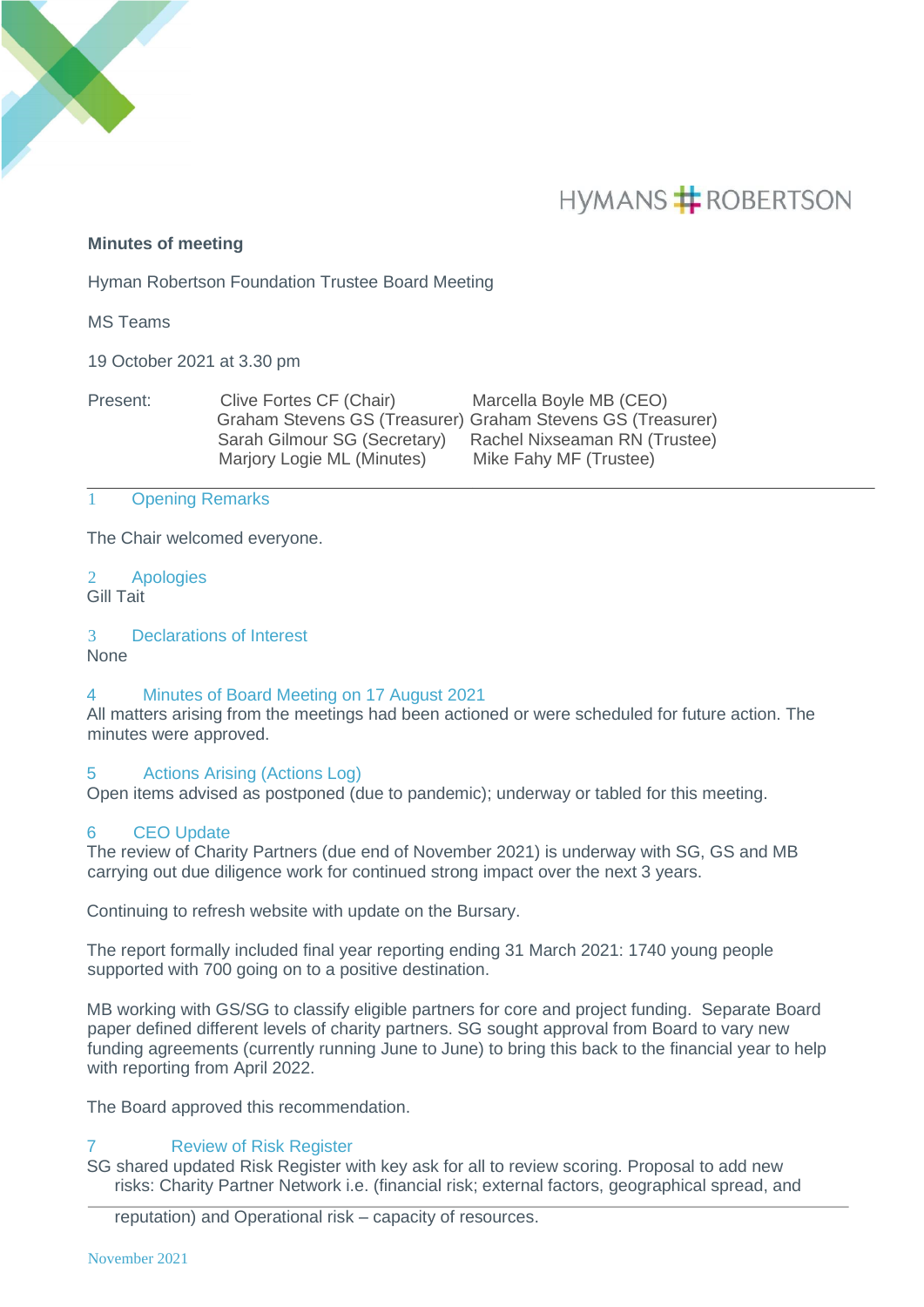**Minutes of meeting**

Hyman Robertson Foundation Trustee Board Meeting

MS Teams

19 October 2021 at 3.30 pm

Present: Clive Fortes CF (Chair) Marcella Boyle MB (CEO)
Graham Stevens GS (Treasurer) Graham Stevens GS (Treasurer)
Sarah Gilmour SG (Secretary) Rachel Nixseaman RN (Trustee)
Marjory Logie ML (Minutes) Mike Fahy MF (Trustee)

## 1 Opening Remarks

The Chair welcomed everyone.

## 2 Apologies

Gill Tait

## 3 Declarations of Interest

None

## 4 Minutes of Board Meeting on 17 August 2021

All matters arising from the meetings had been actioned or were scheduled for future action. The minutes were approved.

## 5 Actions Arising (Actions Log)

Open items advised as postponed (due to pandemic); underway or tabled for this meeting.

## 6 CEO Update

The review of Charity Partners (due end of November 2021) is underway with SG, GS and MB carrying out due diligence work for continued strong impact over the next 3 years.

Continuing to refresh website with update on the Bursary.

The report formally included final year reporting ending 31 March 2021: 1740 young people supported with 700 going on to a positive destination.

MB working with GS/SG to classify eligible partners for core and project funding. Separate Board paper defined different levels of charity partners. SG sought approval from Board to vary new funding agreements (currently running June to June) to bring this back to the financial year to help with reporting from April 2022.

The Board approved this recommendation.

## 7 Review of Risk Register

SG shared updated Risk Register with key ask for all to review scoring. Proposal to add new risks: Charity Partner Network i.e. (financial risk; external factors, geographical spread, and reputation) and Operational risk – capacity of resources.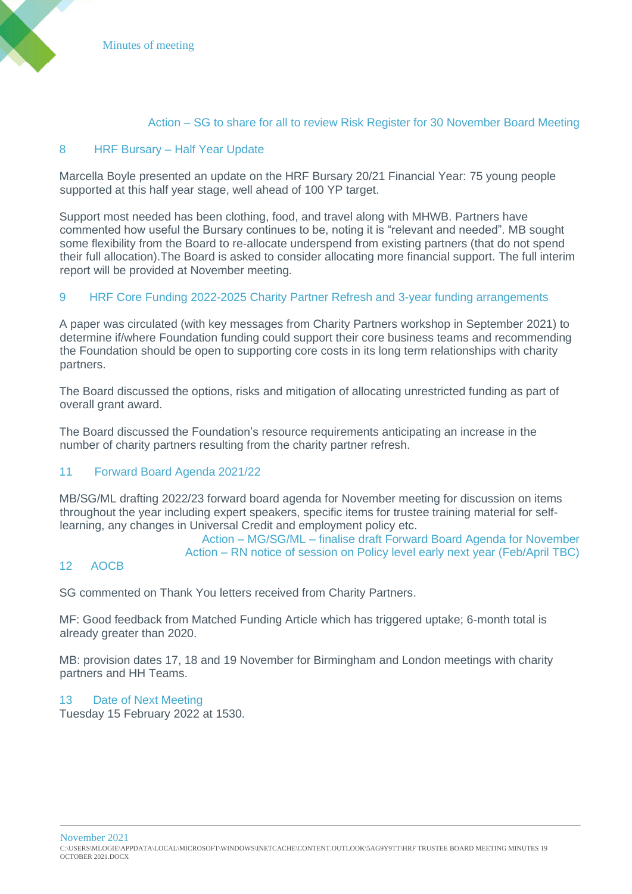Action – SG to share for all to review Risk Register for 30 November Board Meeting

## 8 HRF Bursary – Half Year Update

Marcella Boyle presented an update on the HRF Bursary 20/21 Financial Year: 75 young people supported at this half year stage, well ahead of 100 YP target.

Support most needed has been clothing, food, and travel along with MHWB. Partners have commented how useful the Bursary continues to be, noting it is "relevant and needed". MB sought some flexibility from the Board to re-allocate underspend from existing partners (that do not spend their full allocation).The Board is asked to consider allocating more financial support. The full interim report will be provided at November meeting.

## 9 HRF Core Funding 2022-2025 Charity Partner Refresh and 3-year funding arrangements

A paper was circulated (with key messages from Charity Partners workshop in September 2021) to determine if/where Foundation funding could support their core business teams and recommending the Foundation should be open to supporting core costs in its long term relationships with charity partners.

The Board discussed the options, risks and mitigation of allocating unrestricted funding as part of overall grant award.

The Board discussed the Foundation's resource requirements anticipating an increase in the number of charity partners resulting from the charity partner refresh.

## 11 Forward Board Agenda 2021/22

MB/SG/ML drafting 2022/23 forward board agenda for November meeting for discussion on items throughout the year including expert speakers, specific items for trustee training material for self-learning, any changes in Universal Credit and employment policy etc.

Action – MG/SG/ML – finalise draft Forward Board Agenda for November
Action – RN notice of session on Policy level early next year (Feb/April TBC)

## 12 AOCB

SG commented on Thank You letters received from Charity Partners.

MF: Good feedback from Matched Funding Article which has triggered uptake; 6-month total is already greater than 2020.

MB: provision dates 17, 18 and 19 November for Birmingham and London meetings with charity partners and HH Teams.

## 13 Date of Next Meeting

Tuesday 15 February 2022 at 1530.